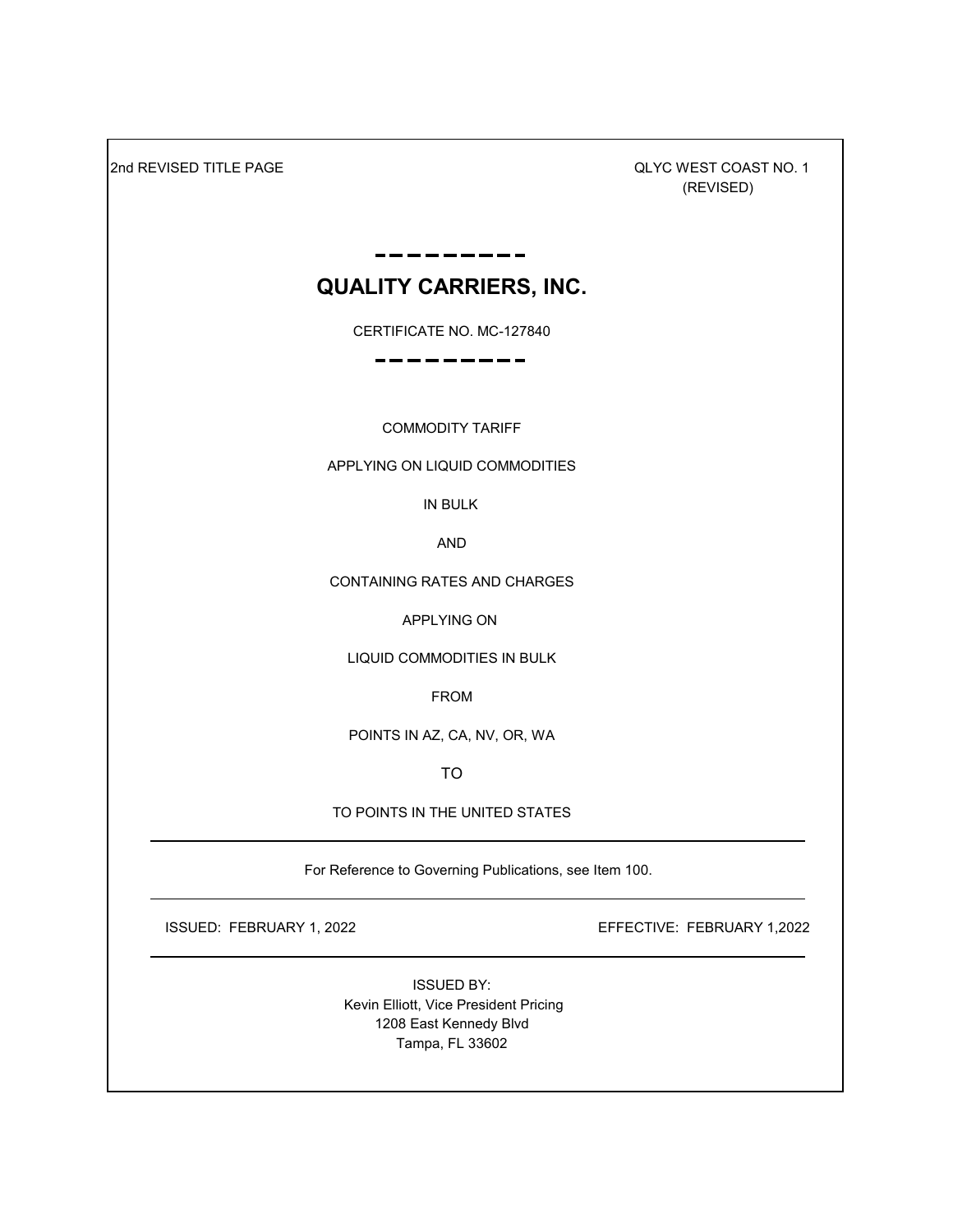2nd REVISED TITLE PAGE

QLYC WEST COAST NO. 1
(REVISED)

# QUALITY CARRIERS, INC.

CERTIFICATE NO. MC-127840

COMMODITY TARIFF

APPLYING ON LIQUID COMMODITIES

IN BULK

AND

CONTAINING RATES AND CHARGES

APPLYING ON

LIQUID COMMODITIES IN BULK

FROM

POINTS IN AZ, CA, NV, OR, WA

TO

TO POINTS IN THE UNITED STATES

---

For Reference to Governing Publications, see Item 100.

---

ISSUED: FEBRUARY 1, 2022

EFFECTIVE: FEBRUARY 1,2022

---

ISSUED BY:
Kevin Elliott, Vice President Pricing
1208 East Kennedy Blvd
Tampa, FL 33602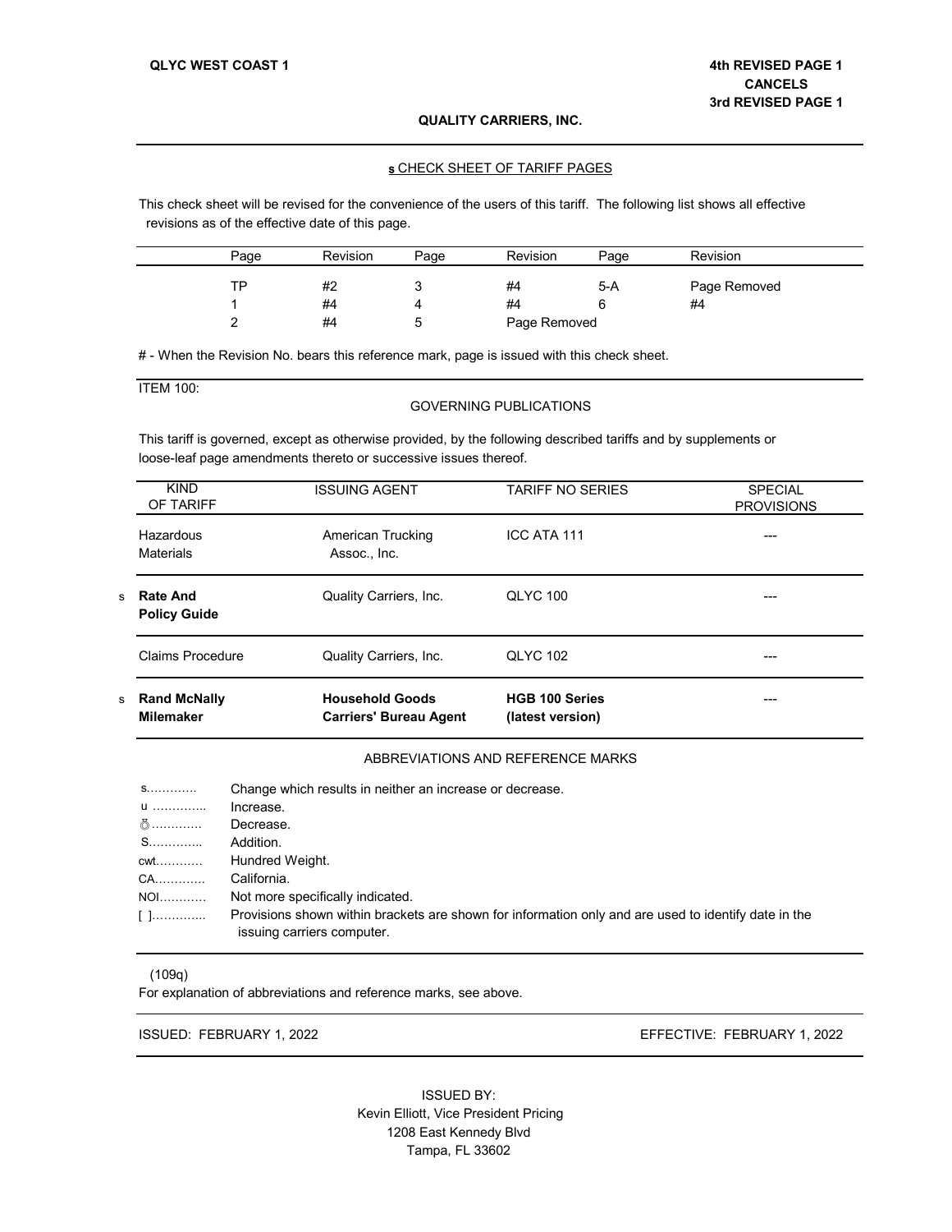QLYC WEST COAST 1

**4th REVISED PAGE 1**
**CANCELS**
**3rd REVISED PAGE 1**

**QUALITY CARRIERS, INC.**

### s CHECK SHEET OF TARIFF PAGES

This check sheet will be revised for the convenience of the users of this tariff. The following list shows all effective revisions as of the effective date of this page.

| Page | Revision | Page | Revision | Page | Revision |
|---|---|---|---|---|---|
| TP | #2 | 3 | #4 | 5-A | Page Removed |
| 1 | #4 | 4 | #4 | 6 | #4 |
| 2 | #4 | 5 | Page Removed | | |

# - When the Revision No. bears this reference mark, page is issued with this check sheet.

ITEM 100:

### GOVERNING PUBLICATIONS

This tariff is governed, except as otherwise provided, by the following described tariffs and by supplements or loose-leaf page amendments thereto or successive issues thereof.

| | KIND OF TARIFF | ISSUING AGENT | TARIFF NO SERIES | SPECIAL PROVISIONS |
|---|---|---|---|---|
| | Hazardous Materials | American Trucking Assoc., Inc. | ICC ATA 111 | --- |
| s | **Rate And Policy Guide** | Quality Carriers, Inc. | QLYC 100 | --- |
| | Claims Procedure | Quality Carriers, Inc. | QLYC 102 | --- |
| s | **Rand McNally Milemaker** | **Household Goods Carriers' Bureau Agent** | **HGB 100 Series (latest version)** | --- |

### ABBREVIATIONS AND REFERENCE MARKS

| | |
|---|---|
| s............ | Change which results in neither an increase or decrease. |
| u ............ | Increase. |
| ♁............ | Decrease. |
| S............ | Addition. |
| cwt............ | Hundred Weight. |
| CA............ | California. |
| NOI............ | Not more specifically indicated. |
| [ ]............ | Provisions shown within brackets are shown for information only and are used to identify date in the issuing carriers computer. |

(109q)
For explanation of abbreviations and reference marks, see above.

ISSUED: FEBRUARY 1, 2022 EFFECTIVE: FEBRUARY 1, 2022

ISSUED BY:
Kevin Elliott, Vice President Pricing
1208 East Kennedy Blvd
Tampa, FL 33602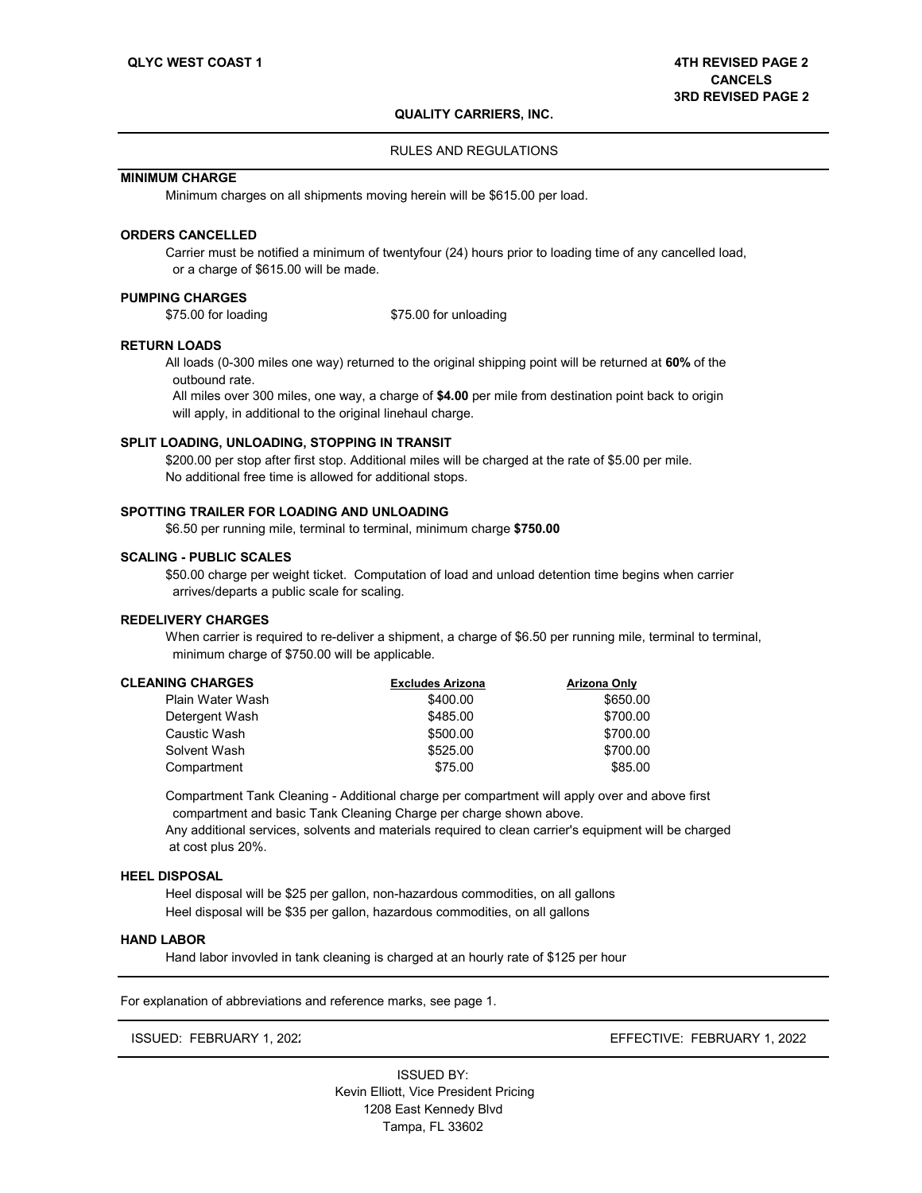QLYC WEST COAST 1

**4TH REVISED PAGE 2**
**CANCELS**
**3RD REVISED PAGE 2**

**QUALITY CARRIERS, INC.**

RULES AND REGULATIONS

### MINIMUM CHARGE

Minimum charges on all shipments moving herein will be $615.00 per load.

### ORDERS CANCELLED

Carrier must be notified a minimum of twentyfour (24) hours prior to loading time of any cancelled load, or a charge of $615.00 will be made.

### PUMPING CHARGES

$75.00 for loading $75.00 for unloading

### RETURN LOADS

All loads (0-300 miles one way) returned to the original shipping point will be returned at **60%** of the outbound rate.

All miles over 300 miles, one way, a charge of **$4.00** per mile from destination point back to origin will apply, in additional to the original linehaul charge.

### SPLIT LOADING, UNLOADING, STOPPING IN TRANSIT

$200.00 per stop after first stop. Additional miles will be charged at the rate of $5.00 per mile.
No additional free time is allowed for additional stops.

### SPOTTING TRAILER FOR LOADING AND UNLOADING

$6.50 per running mile, terminal to terminal, minimum charge **$750.00**

### SCALING - PUBLIC SCALES

$50.00 charge per weight ticket. Computation of load and unload detention time begins when carrier arrives/departs a public scale for scaling.

### REDELIVERY CHARGES

When carrier is required to re-deliver a shipment, a charge of $6.50 per running mile, terminal to terminal, minimum charge of $750.00 will be applicable.

### CLEANING CHARGES

| | Excludes Arizona | Arizona Only |
|---|---|---|
| Plain Water Wash | $400.00 | $650.00 |
| Detergent Wash | $485.00 | $700.00 |
| Caustic Wash | $500.00 | $700.00 |
| Solvent Wash | $525.00 | $700.00 |
| Compartment | $75.00 | $85.00 |

Compartment Tank Cleaning - Additional charge per compartment will apply over and above first compartment and basic Tank Cleaning Charge per charge shown above.
Any additional services, solvents and materials required to clean carrier's equipment will be charged at cost plus 20%.

### HEEL DISPOSAL

Heel disposal will be $25 per gallon, non-hazardous commodities, on all gallons
Heel disposal will be $35 per gallon, hazardous commodities, on all gallons

### HAND LABOR

Hand labor invovled in tank cleaning is charged at an hourly rate of $125 per hour

For explanation of abbreviations and reference marks, see page 1.

ISSUED: FEBRUARY 1, 2022 EFFECTIVE: FEBRUARY 1, 2022

ISSUED BY:
Kevin Elliott, Vice President Pricing
1208 East Kennedy Blvd
Tampa, FL 33602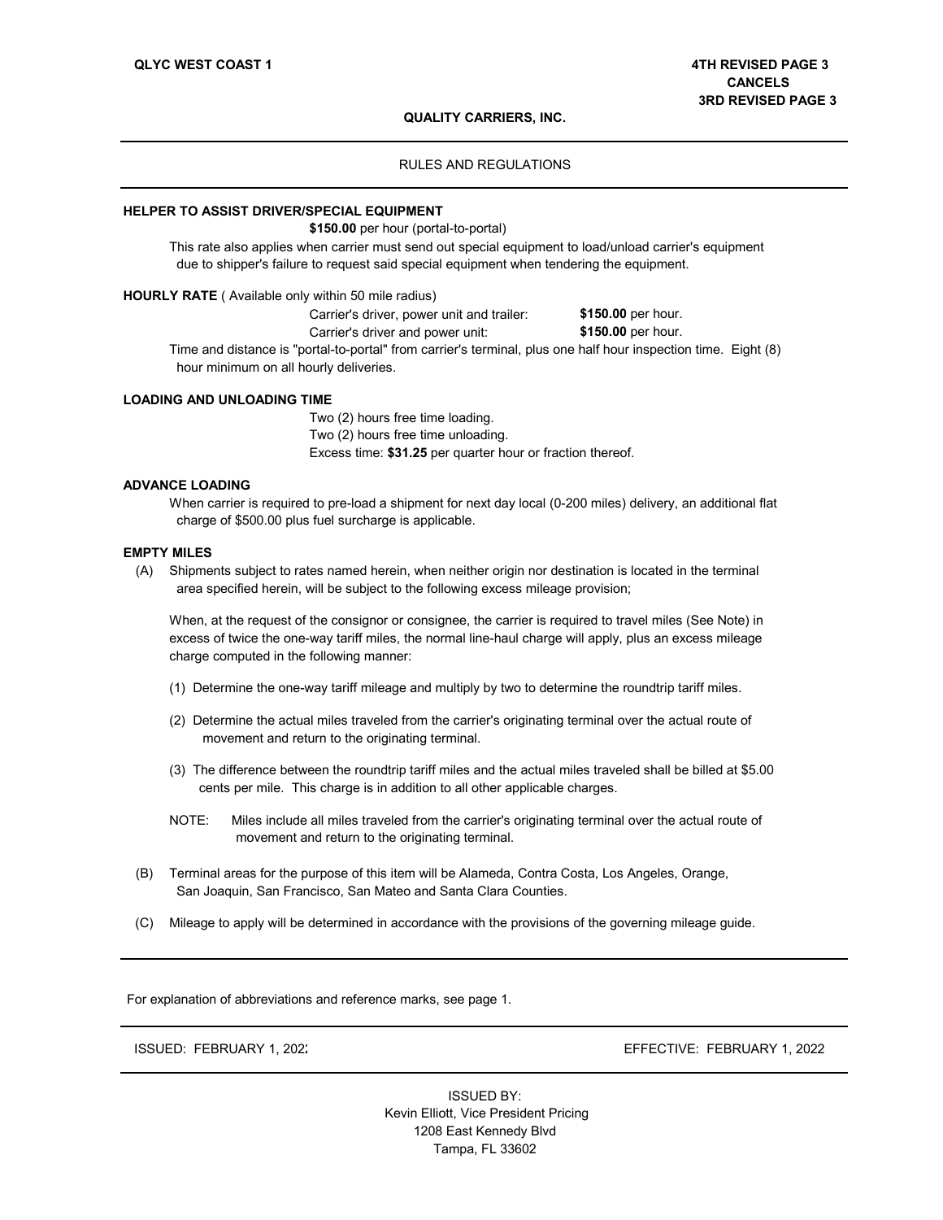QLYC WEST COAST 1

4TH REVISED PAGE 3
CANCELS
3RD REVISED PAGE 3

**QUALITY CARRIERS, INC.**

RULES AND REGULATIONS

**HELPER TO ASSIST DRIVER/SPECIAL EQUIPMENT**

**$150.00** per hour (portal-to-portal)

This rate also applies when carrier must send out special equipment to load/unload carrier's equipment due to shipper's failure to request said special equipment when tendering the equipment.

**HOURLY RATE** ( Available only within 50 mile radius)

| | |
|---|---|
| Carrier's driver, power unit and trailer: | **$150.00** per hour. |
| Carrier's driver and power unit: | **$150.00** per hour. |

Time and distance is "portal-to-portal" from carrier's terminal, plus one half hour inspection time. Eight (8) hour minimum on all hourly deliveries.

**LOADING AND UNLOADING TIME**

Two (2) hours free time loading.
Two (2) hours free time unloading.
Excess time: **$31.25** per quarter hour or fraction thereof.

**ADVANCE LOADING**

When carrier is required to pre-load a shipment for next day local (0-200 miles) delivery, an additional flat charge of $500.00 plus fuel surcharge is applicable.

**EMPTY MILES**

(A) Shipments subject to rates named herein, when neither origin nor destination is located in the terminal area specified herein, will be subject to the following excess mileage provision;

When, at the request of the consignor or consignee, the carrier is required to travel miles (See Note) in excess of twice the one-way tariff miles, the normal line-haul charge will apply, plus an excess mileage charge computed in the following manner:

(1) Determine the one-way tariff mileage and multiply by two to determine the roundtrip tariff miles.

(2) Determine the actual miles traveled from the carrier's originating terminal over the actual route of movement and return to the originating terminal.

(3) The difference between the roundtrip tariff miles and the actual miles traveled shall be billed at $5.00 cents per mile. This charge is in addition to all other applicable charges.

NOTE: Miles include all miles traveled from the carrier's originating terminal over the actual route of movement and return to the originating terminal.

(B) Terminal areas for the purpose of this item will be Alameda, Contra Costa, Los Angeles, Orange, San Joaquin, San Francisco, San Mateo and Santa Clara Counties.

(C) Mileage to apply will be determined in accordance with the provisions of the governing mileage guide.

For explanation of abbreviations and reference marks, see page 1.

ISSUED: FEBRUARY 1, 2022 EFFECTIVE: FEBRUARY 1, 2022

ISSUED BY:
Kevin Elliott, Vice President Pricing
1208 East Kennedy Blvd
Tampa, FL 33602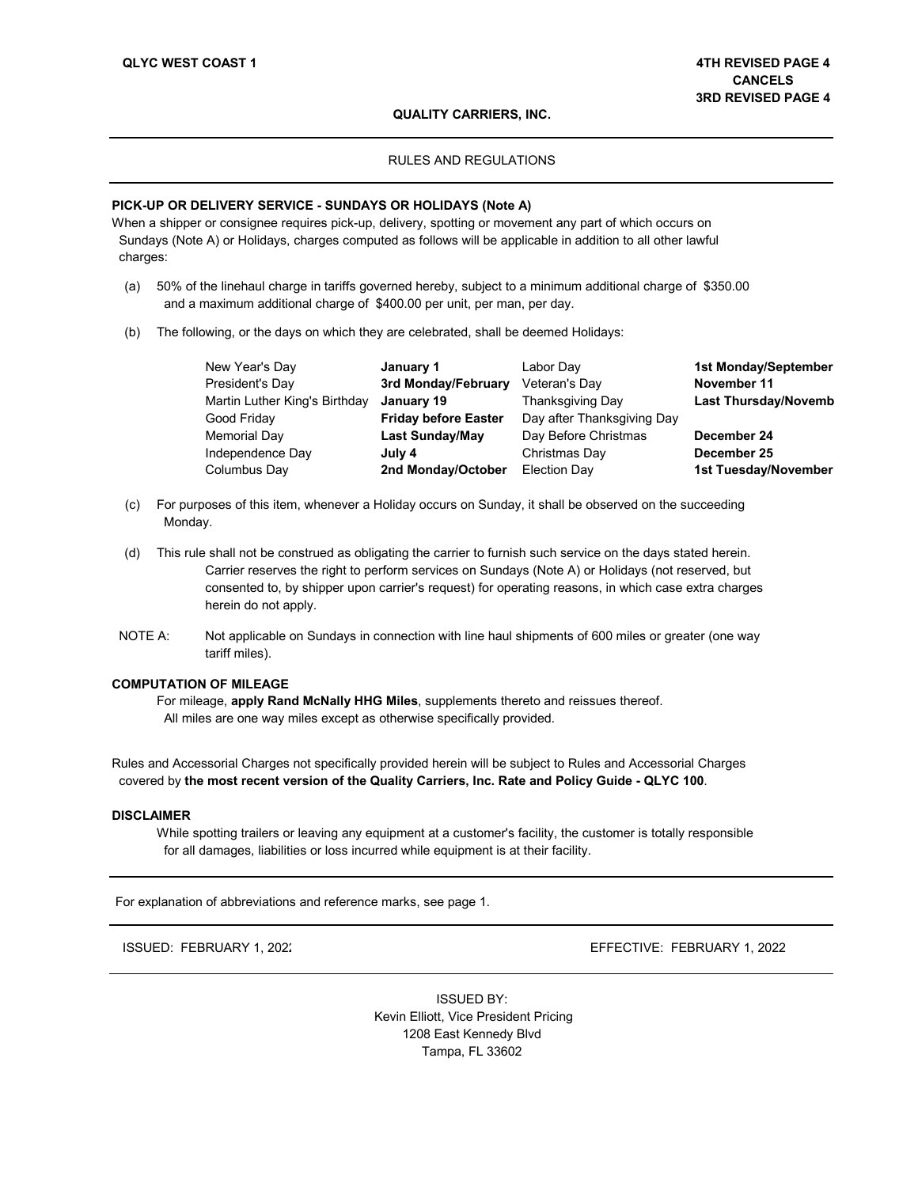QLYC WEST COAST 1

4TH REVISED PAGE 4
CANCELS
3RD REVISED PAGE 4

**QUALITY CARRIERS, INC.**

RULES AND REGULATIONS

**PICK-UP OR DELIVERY SERVICE - SUNDAYS OR HOLIDAYS (Note A)**

When a shipper or consignee requires pick-up, delivery, spotting or movement any part of which occurs on Sundays (Note A) or Holidays, charges computed as follows will be applicable in addition to all other lawful charges:

(a) 50% of the linehaul charge in tariffs governed hereby, subject to a minimum additional charge of $350.00 and a maximum additional charge of $400.00 per unit, per man, per day.

(b) The following, or the days on which they are celebrated, shall be deemed Holidays:

| | | | |
|---|---|---|---|
| New Year's Day | **January 1** | Labor Day | **1st Monday/September** |
| President's Day | **3rd Monday/February** | Veteran's Day | **November 11** |
| Martin Luther King's Birthday | **January 19** | Thanksgiving Day | **Last Thursday/Novemb** |
| Good Friday | **Friday before Easter** | Day after Thanksgiving Day | |
| Memorial Day | **Last Sunday/May** | Day Before Christmas | **December 24** |
| Independence Day | **July 4** | Christmas Day | **December 25** |
| Columbus Day | **2nd Monday/October** | Election Day | **1st Tuesday/November** |

(c) For purposes of this item, whenever a Holiday occurs on Sunday, it shall be observed on the succeeding Monday.

(d) This rule shall not be construed as obligating the carrier to furnish such service on the days stated herein. Carrier reserves the right to perform services on Sundays (Note A) or Holidays (not reserved, but consented to, by shipper upon carrier's request) for operating reasons, in which case extra charges herein do not apply.

NOTE A: Not applicable on Sundays in connection with line haul shipments of 600 miles or greater (one way tariff miles).

**COMPUTATION OF MILEAGE**

For mileage, **apply Rand McNally HHG Miles**, supplements thereto and reissues thereof. All miles are one way miles except as otherwise specifically provided.

Rules and Accessorial Charges not specifically provided herein will be subject to Rules and Accessorial Charges covered by **the most recent version of the Quality Carriers, Inc. Rate and Policy Guide - QLYC 100**.

**DISCLAIMER**

While spotting trailers or leaving any equipment at a customer's facility, the customer is totally responsible for all damages, liabilities or loss incurred while equipment is at their facility.

For explanation of abbreviations and reference marks, see page 1.

ISSUED: FEBRUARY 1, 2022

EFFECTIVE: FEBRUARY 1, 2022

ISSUED BY:
Kevin Elliott, Vice President Pricing
1208 East Kennedy Blvd
Tampa, FL 33602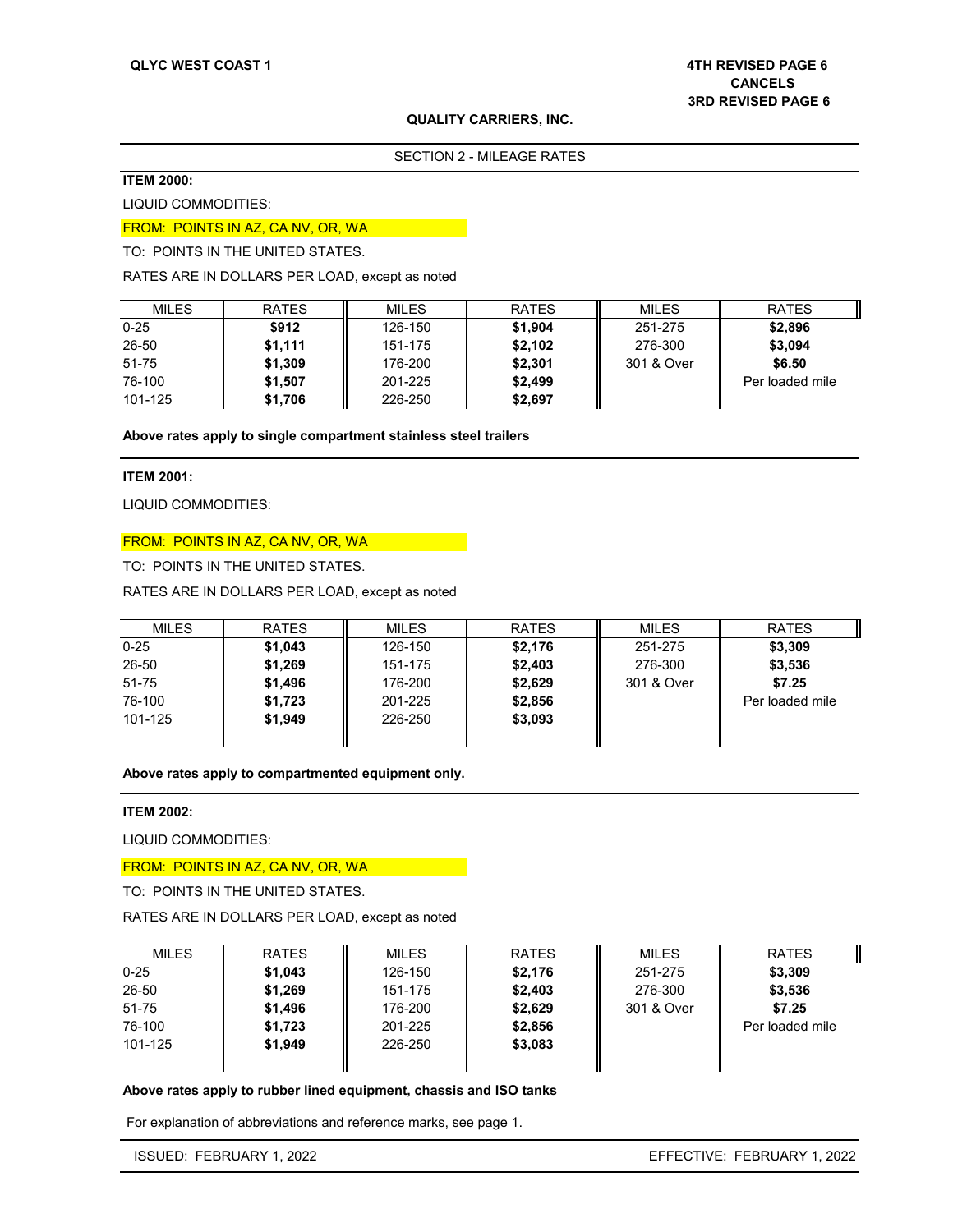**QLYC WEST COAST 1**

**4TH REVISED PAGE 6**
**CANCELS**
**3RD REVISED PAGE 6**

**QUALITY CARRIERS, INC.**

SECTION 2 - MILEAGE RATES

**ITEM 2000:**

LIQUID COMMODITIES:

FROM: POINTS IN AZ, CA NV, OR, WA

TO: POINTS IN THE UNITED STATES.

RATES ARE IN DOLLARS PER LOAD, except as noted

| MILES | RATES | MILES | RATES | MILES | RATES |
|---|---|---|---|---|---|
| 0-25 | **$912** | 126-150 | **$1,904** | 251-275 | **$2,896** |
| 26-50 | **$1,111** | 151-175 | **$2,102** | 276-300 | **$3,094** |
| 51-75 | **$1,309** | 176-200 | **$2,301** | 301 & Over | **$6.50** |
| 76-100 | **$1,507** | 201-225 | **$2,499** | | Per loaded mile |
| 101-125 | **$1,706** | 226-250 | **$2,697** | | |

**Above rates apply to single compartment stainless steel trailers**

**ITEM 2001:**

LIQUID COMMODITIES:

FROM: POINTS IN AZ, CA NV, OR, WA

TO: POINTS IN THE UNITED STATES.

RATES ARE IN DOLLARS PER LOAD, except as noted

| MILES | RATES | MILES | RATES | MILES | RATES |
|---|---|---|---|---|---|
| 0-25 | **$1,043** | 126-150 | **$2,176** | 251-275 | **$3,309** |
| 26-50 | **$1,269** | 151-175 | **$2,403** | 276-300 | **$3,536** |
| 51-75 | **$1,496** | 176-200 | **$2,629** | 301 & Over | **$7.25** |
| 76-100 | **$1,723** | 201-225 | **$2,856** | | Per loaded mile |
| 101-125 | **$1,949** | 226-250 | **$3,093** | | |

**Above rates apply to compartmented equipment only.**

**ITEM 2002:**

LIQUID COMMODITIES:

FROM: POINTS IN AZ, CA NV, OR, WA

TO: POINTS IN THE UNITED STATES.

RATES ARE IN DOLLARS PER LOAD, except as noted

| MILES | RATES | MILES | RATES | MILES | RATES |
|---|---|---|---|---|---|
| 0-25 | **$1,043** | 126-150 | **$2,176** | 251-275 | **$3,309** |
| 26-50 | **$1,269** | 151-175 | **$2,403** | 276-300 | **$3,536** |
| 51-75 | **$1,496** | 176-200 | **$2,629** | 301 & Over | **$7.25** |
| 76-100 | **$1,723** | 201-225 | **$2,856** | | Per loaded mile |
| 101-125 | **$1,949** | 226-250 | **$3,083** | | |

**Above rates apply to rubber lined equipment, chassis and ISO tanks**

For explanation of abbreviations and reference marks, see page 1.

ISSUED: FEBRUARY 1, 2022 EFFECTIVE: FEBRUARY 1, 2022